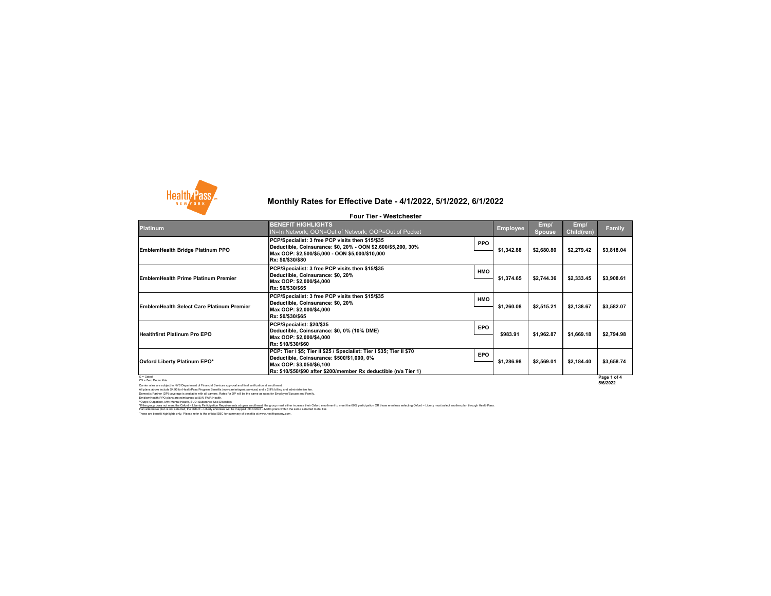# Monthly Rates for Effective Date - 4/1/2022, 5/1/2022, 6/1/2022

### Four Tier - Westchester

| Platinum | BENEFIT HIGHLIGHTS<br>IN=In Network; OON=Out of Network; OOP=Out of Pocket | | Employee | Emp/ Spouse | Emp/ Child(ren) | Family |
|---|---|---|---|---|---|---|
| EmblemHealth Bridge Platinum PPO | PCP/Specialist: 3 free PCP visits then $15/$35<br>Deductible, Coinsurance: $0, 20% - OON $2,600/$5,200, 30%<br>Max OOP: $2,500/$5,000 - OON $5,000/$10,000<br>Rx: $0/$30/$80 | PPO | $1,342.88 | $2,680.80 | $2,279.42 | $3,818.04 |
| EmblemHealth Prime Platinum Premier | PCP/Specialist: 3 free PCP visits then $15/$35<br>Deductible, Coinsurance: $0, 20%<br>Max OOP: $2,000/$4,000<br>Rx: $0/$30/$65 | HMO | $1,374.65 | $2,744.36 | $2,333.45 | $3,908.61 |
| EmblemHealth Select Care Platinum Premier | PCP/Specialist: 3 free PCP visits then $15/$35<br>Deductible, Coinsurance: $0, 20%<br>Max OOP: $2,000/$4,000<br>Rx: $0/$30/$65 | HMO | $1,260.08 | $2,515.21 | $2,138.67 | $3,582.07 |
| Healthfirst Platinum Pro EPO | PCP/Specialist: $20/$35<br>Deductible, Coinsurance: $0, 0% (10% DME)<br>Max OOP: $2,000/$4,000<br>Rx: $10/$30/$60 | EPO | $983.91 | $1,962.87 | $1,669.18 | $2,794.98 |
| Oxford Liberty Platinum EPO* | PCP: Tier I $5; Tier II $25 / Specialist: Tier I $35; Tier II $70<br>Deductible, Coinsurance: $500/$1,000, 0%<br>Max OOP: $3,050/$6,100<br>Rx: $10/$50/$90 after $200/member Rx deductible (n/a Tier 1) | EPO | $1,286.98 | $2,569.01 | $2,184.40 | $3,658.74 |

G = Gated
ZD = Zero Deductible

Carrier rates are subject to NYS Department of Financial Services approval and final verification at enrollment.
All plans above include $4.95 for HealthPass Program Benefits (non-carrier/agent services) and a 2.9% billing and administrative fee.
Domestic Partner (DP) coverage is available with all carriers. Rates for DP will be the same as rates for Employee/Spouse and Family.
EmblemHealth PPO plans are reimbursed at 80% FAIR Health.
^Outpt: Outpatient, MH: Mental Health, SUD: Substance Use Disorders
*If the group does not meet the Oxford – Liberty Participation Requirements at open enrollment the group must either increase their Oxford enrollment to meet the 60% participation OR those enrollees selecting Oxford – Liberty must select another plan through HealthPass. If an alternative plan is not selected, the Oxford – Liberty enrollees will be mapped into Oxford – Metro plans within the same selected metal tier.
These are benefit highlights only. Please refer to the official SBC for summary of benefits at www.healthpassny.com.

5/6/2022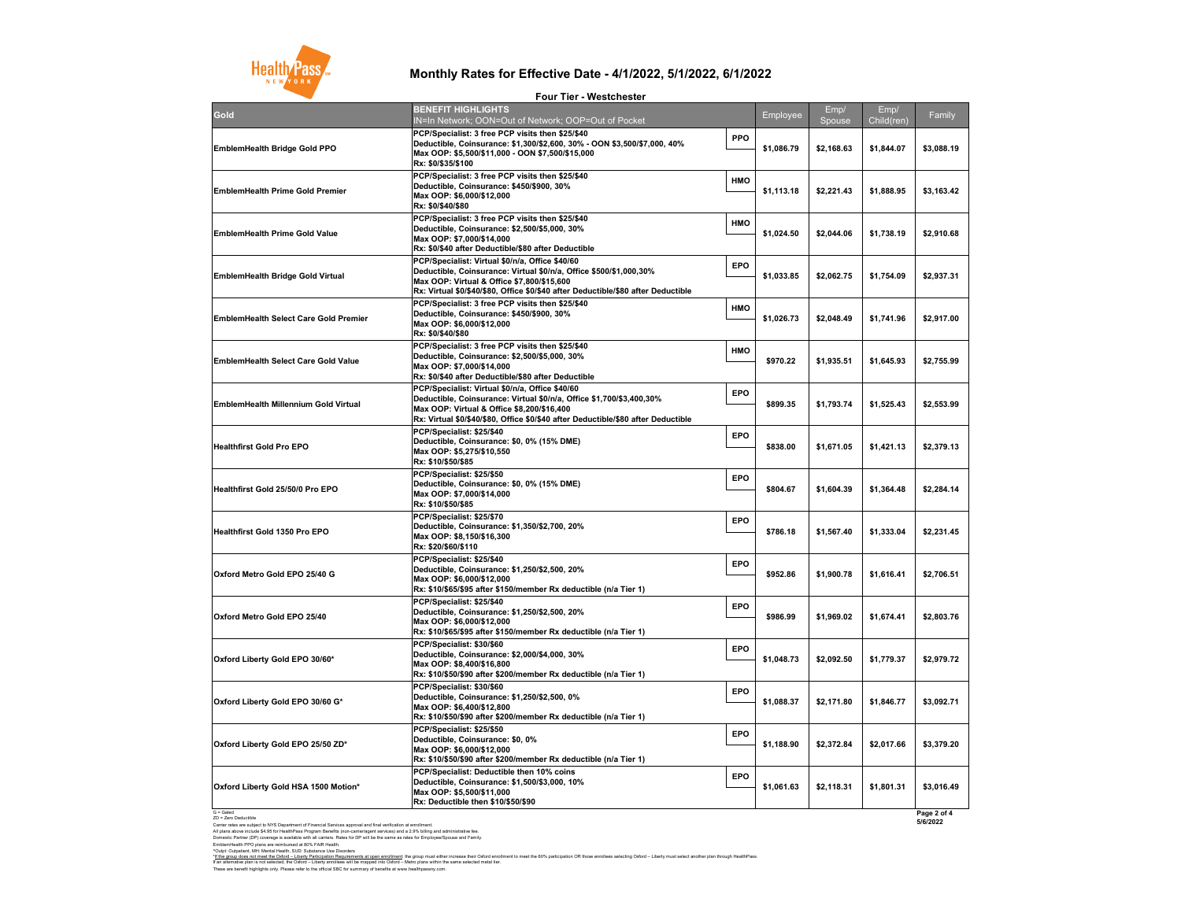# Monthly Rates for Effective Date - 4/1/2022, 5/1/2022, 6/1/2022

## Four Tier - Westchester

| Gold | BENEFIT HIGHLIGHTS<br>IN=In Network; OON=Out of Network; OOP=Out of Pocket | | Employee | Emp/ Spouse | Emp/ Child(ren) | Family |
|---|---|---|---|---|---|---|
| EmblemHealth Bridge Gold PPO | PCP/Specialist: 3 free PCP visits then $25/$40<br>Deductible, Coinsurance: $1,300/$2,600, 30% - OON $3,500/$7,000, 40%<br>Max OOP: $5,500/$11,000 - OON $7,500/$15,000<br>Rx: $0/$35/$100 | PPO | $1,086.79 | $2,168.63 | $1,844.07 | $3,088.19 |
| EmblemHealth Prime Gold Premier | PCP/Specialist: 3 free PCP visits then $25/$40<br>Deductible, Coinsurance: $450/$900, 30%<br>Max OOP: $6,000/$12,000<br>Rx: $0/$40/$80 | HMO | $1,113.18 | $2,221.43 | $1,888.95 | $3,163.42 |
| EmblemHealth Prime Gold Value | PCP/Specialist: 3 free PCP visits then $25/$40<br>Deductible, Coinsurance: $2,500/$5,000, 30%<br>Max OOP: $7,000/$14,000<br>Rx: $0/$40 after Deductible/$80 after Deductible | HMO | $1,024.50 | $2,044.06 | $1,738.19 | $2,910.68 |
| EmblemHealth Bridge Gold Virtual | PCP/Specialist: Virtual $0/n/a, Office $40/60<br>Deductible, Coinsurance: Virtual $0/n/a, Office $500/$1,000,30%<br>Max OOP: Virtual & Office $7,800/$15,600<br>Rx: Virtual $0/$40/$80, Office $0/$40 after Deductible/$80 after Deductible | EPO | $1,033.85 | $2,062.75 | $1,754.09 | $2,937.31 |
| EmblemHealth Select Care Gold Premier | PCP/Specialist: 3 free PCP visits then $25/$40<br>Deductible, Coinsurance: $450/$900, 30%<br>Max OOP: $6,000/$12,000<br>Rx: $0/$40/$80 | HMO | $1,026.73 | $2,048.49 | $1,741.96 | $2,917.00 |
| EmblemHealth Select Care Gold Value | PCP/Specialist: 3 free PCP visits then $25/$40<br>Deductible, Coinsurance: $2,500/$5,000, 30%<br>Max OOP: $7,000/$14,000<br>Rx: $0/$40 after Deductible/$80 after Deductible | HMO | $970.22 | $1,935.51 | $1,645.93 | $2,755.99 |
| EmblemHealth Millennium Gold Virtual | PCP/Specialist: Virtual $0/n/a, Office $40/60<br>Deductible, Coinsurance: Virtual $0/n/a, Office $1,700/$3,400,30%<br>Max OOP: Virtual & Office $8,200/$16,400<br>Rx: Virtual $0/$40/$80, Office $0/$40 after Deductible/$80 after Deductible | EPO | $899.35 | $1,793.74 | $1,525.43 | $2,553.99 |
| Healthfirst Gold Pro EPO | PCP/Specialist: $25/$40<br>Deductible, Coinsurance: $0, 0% (15% DME)<br>Max OOP: $5,275/$10,550<br>Rx: $10/$50/$85 | EPO | $838.00 | $1,671.05 | $1,421.13 | $2,379.13 |
| Healthfirst Gold 25/50/0 Pro EPO | PCP/Specialist: $25/$50<br>Deductible, Coinsurance: $0, 0% (15% DME)<br>Max OOP: $7,000/$14,000<br>Rx: $10/$50/$85 | EPO | $804.67 | $1,604.39 | $1,364.48 | $2,284.14 |
| Healthfirst Gold 1350 Pro EPO | PCP/Specialist: $25/$70<br>Deductible, Coinsurance: $1,350/$2,700, 20%<br>Max OOP: $8,150/$16,300<br>Rx: $20/$60/$110 | EPO | $786.18 | $1,567.40 | $1,333.04 | $2,231.45 |
| Oxford Metro Gold EPO 25/40 G | PCP/Specialist: $25/$40<br>Deductible, Coinsurance: $1,250/$2,500, 20%<br>Max OOP: $6,000/$12,000<br>Rx: $10/$65/$95 after $150/member Rx deductible (n/a Tier 1) | EPO | $952.86 | $1,900.78 | $1,616.41 | $2,706.51 |
| Oxford Metro Gold EPO 25/40 | PCP/Specialist: $25/$40<br>Deductible, Coinsurance: $1,250/$2,500, 20%<br>Max OOP: $6,000/$12,000<br>Rx: $10/$65/$95 after $150/member Rx deductible (n/a Tier 1) | EPO | $986.99 | $1,969.02 | $1,674.41 | $2,803.76 |
| Oxford Liberty Gold EPO 30/60* | PCP/Specialist: $30/$60<br>Deductible, Coinsurance: $2,000/$4,000, 30%<br>Max OOP: $8,400/$16,800<br>Rx: $10/$50/$90 after $200/member Rx deductible (n/a Tier 1) | EPO | $1,048.73 | $2,092.50 | $1,779.37 | $2,979.72 |
| Oxford Liberty Gold EPO 30/60 G* | PCP/Specialist: $30/$60<br>Deductible, Coinsurance: $1,250/$2,500, 0%<br>Max OOP: $6,400/$12,800<br>Rx: $10/$50/$90 after $200/member Rx deductible (n/a Tier 1) | EPO | $1,088.37 | $2,171.80 | $1,846.77 | $3,092.71 |
| Oxford Liberty Gold EPO 25/50 ZD* | PCP/Specialist: $25/$50<br>Deductible, Coinsurance: $0, 0%<br>Max OOP: $6,000/$12,000<br>Rx: $10/$50/$90 after $200/member Rx deductible (n/a Tier 1) | EPO | $1,188.90 | $2,372.84 | $2,017.66 | $3,379.20 |
| Oxford Liberty Gold HSA 1500 Motion* | PCP/Specialist: Deductible then 10% coins<br>Deductible, Coinsurance: $1,500/$3,000, 10%<br>Max OOP: $5,500/$11,000<br>Rx: Deductible then $10/$50/$90 | EPO | $1,061.63 | $2,118.31 | $1,801.31 | $3,016.49 |

G = Gated
ZD = Zero Deductible
Carrier rates are subject to NYS Department of Financial Services approval and final verification at enrollment.
All plans above include $4.95 for HealthPass Program Benefits (non-carrier/agent services) and a 2.9% billing and administrative fee.
Domestic Partner (DP) coverage is available with all carriers. Rates for DP will be the same as rates for Employee/Spouse and Family.
EmblemHealth PPO plans are reimbursed at 80% FAIR Health.
*Outpt: Outpatient, MH: Mental Health, SUD: Substance Use Disorders
*If the group does not meet the Oxford – Liberty Participation Requirements at open enrollment: the group must either increase their Oxford enrollment to meet the 60% participation OR those enrollees selecting Oxford – Liberty must select another plan through HealthPass.
If an alternative plan is not selected, the Oxford – Liberty enrollees will be mapped into Oxford – Metro plans within the same selected metal tier.
These are benefit highlights only. Please refer to the official SBC for summary of benefits at www.healthpassny.com.

5/6/2022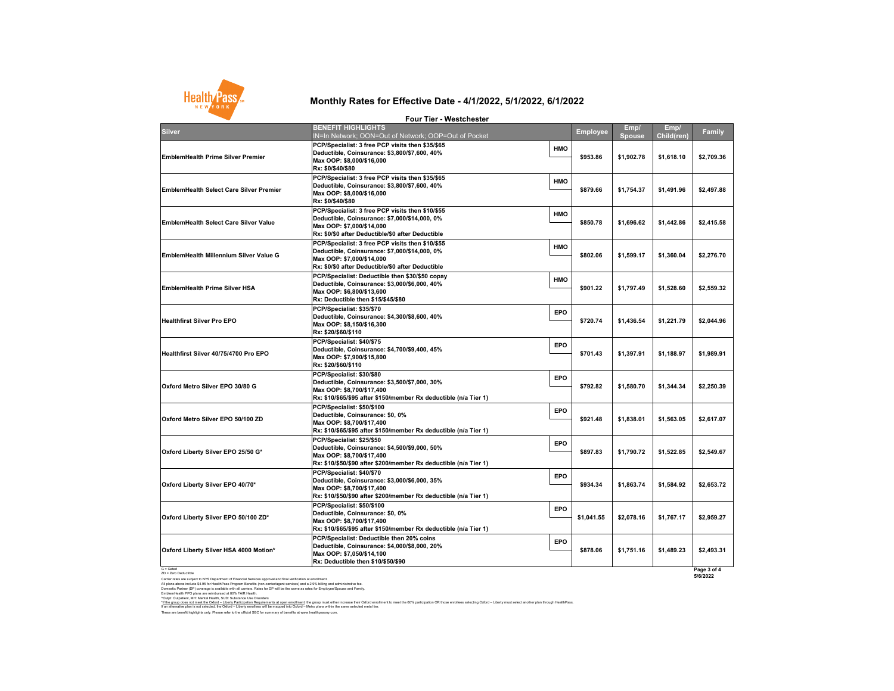# Monthly Rates for Effective Date - 4/1/2022, 5/1/2022, 6/1/2022

## Four Tier - Westchester

| Silver | BENEFIT HIGHLIGHTS IN=In Network; OON=Out of Network; OOP=Out of Pocket | | Employee | Emp/ Spouse | Emp/ Child(ren) | Family |
|---|---|---|---|---|---|---|
| EmblemHealth Prime Silver Premier | PCP/Specialist: 3 free PCP visits then $35/$65<br>Deductible, Coinsurance: $3,800/$7,600, 40%<br>Max OOP: $8,000/$16,000<br>Rx: $0/$40/$80 | HMO | $953.86 | $1,902.78 | $1,618.10 | $2,709.36 |
| EmblemHealth Select Care Silver Premier | PCP/Specialist: 3 free PCP visits then $35/$65<br>Deductible, Coinsurance: $3,800/$7,600, 40%<br>Max OOP: $8,000/$16,000<br>Rx: $0/$40/$80 | HMO | $879.66 | $1,754.37 | $1,491.96 | $2,497.88 |
| EmblemHealth Select Care Silver Value | PCP/Specialist: 3 free PCP visits then $10/$55<br>Deductible, Coinsurance: $7,000/$14,000, 0%<br>Max OOP: $7,000/$14,000<br>Rx: $0/$0 after Deductible/$0 after Deductible | HMO | $850.78 | $1,696.62 | $1,442.86 | $2,415.58 |
| EmblemHealth Millennium Silver Value G | PCP/Specialist: 3 free PCP visits then $10/$55<br>Deductible, Coinsurance: $7,000/$14,000, 0%<br>Max OOP: $7,000/$14,000<br>Rx: $0/$0 after Deductible/$0 after Deductible | HMO | $802.06 | $1,599.17 | $1,360.04 | $2,276.70 |
| EmblemHealth Prime Silver HSA | PCP/Specialist: Deductible then $30/$50 copay<br>Deductible, Coinsurance: $3,000/$6,000, 40%<br>Max OOP: $6,800/$13,600<br>Rx: Deductible then $15/$45/$80 | HMO | $901.22 | $1,797.49 | $1,528.60 | $2,559.32 |
| Healthfirst Silver Pro EPO | PCP/Specialist: $35/$70<br>Deductible, Coinsurance: $4,300/$8,600, 40%<br>Max OOP: $8,150/$16,300<br>Rx: $20/$60/$110 | EPO | $720.74 | $1,436.54 | $1,221.79 | $2,044.96 |
| Healthfirst Silver 40/75/4700 Pro EPO | PCP/Specialist: $40/$75<br>Deductible, Coinsurance: $4,700/$9,400, 45%<br>Max OOP: $7,900/$15,800<br>Rx: $20/$60/$110 | EPO | $701.43 | $1,397.91 | $1,188.97 | $1,989.91 |
| Oxford Metro Silver EPO 30/80 G | PCP/Specialist: $30/$80<br>Deductible, Coinsurance: $3,500/$7,000, 30%<br>Max OOP: $8,700/$17,400<br>Rx: $10/$65/$95 after $150/member Rx deductible (n/a Tier 1) | EPO | $792.82 | $1,580.70 | $1,344.34 | $2,250.39 |
| Oxford Metro Silver EPO 50/100 ZD | PCP/Specialist: $50/$100<br>Deductible, Coinsurance: $0, 0%<br>Max OOP: $8,700/$17,400<br>Rx: $10/$65/$95 after $150/member Rx deductible (n/a Tier 1) | EPO | $921.48 | $1,838.01 | $1,563.05 | $2,617.07 |
| Oxford Liberty Silver EPO 25/50 G* | PCP/Specialist: $25/$50<br>Deductible, Coinsurance: $4,500/$9,000, 50%<br>Max OOP: $8,700/$17,400<br>Rx: $10/$50/$90 after $200/member Rx deductible (n/a Tier 1) | EPO | $897.83 | $1,790.72 | $1,522.85 | $2,549.67 |
| Oxford Liberty Silver EPO 40/70* | PCP/Specialist: $40/$70<br>Deductible, Coinsurance: $3,000/$6,000, 35%<br>Max OOP: $8,700/$17,400<br>Rx: $10/$50/$90 after $200/member Rx deductible (n/a Tier 1) | EPO | $934.34 | $1,863.74 | $1,584.92 | $2,653.72 |
| Oxford Liberty Silver EPO 50/100 ZD* | PCP/Specialist: $50/$100<br>Deductible, Coinsurance: $0, 0%<br>Max OOP: $8,700/$17,400<br>Rx: $10/$65/$95 after $150/member Rx deductible (n/a Tier 1) | EPO | $1,041.55 | $2,078.16 | $1,767.17 | $2,959.27 |
| Oxford Liberty Silver HSA 4000 Motion* | PCP/Specialist: Deductible then 20% coins<br>Deductible, Coinsurance: $4,000/$8,000, 20%<br>Max OOP: $7,050/$14,100<br>Rx: Deductible then $10/$50/$90 | EPO | $878.06 | $1,751.16 | $1,489.23 | $2,493.31 |

G = Gated
ZD = Zero Deductible

5/6/2022

Carrier rates are subject to NYS Department of Financial Services approval and final verification at enrollment.
All plans above include $4.95 for HealthPass Program Benefits (non-carrier/agent services) and a 2.9% billing and administrative fee.
Domestic Partner (DP) coverage is available with all carriers. Rates for DP will be the same as rates for Employee/Spouse and Family.
EmblemHealth PPO plans are reimbursed at 90% FAIR Health.
*Outpt: Outpatient, MH: Mental Health, SUD: Substance Use Disorders
*If the group does not meet the Oxford – Liberty Participation Requirements at open enrollment: the group must either increase their Oxford enrollment to meet the 60% participation OR those enrollees selecting Oxford – Liberty must select another plan through HealthPass.
If an alternative plan is not selected, the Oxford – Liberty enrollees will be mapped into Oxford – Metro plans within the same selected metal tier.
These are benefit highlights only. Please refer to the official SBC for summary of benefits at www.healthpassny.com.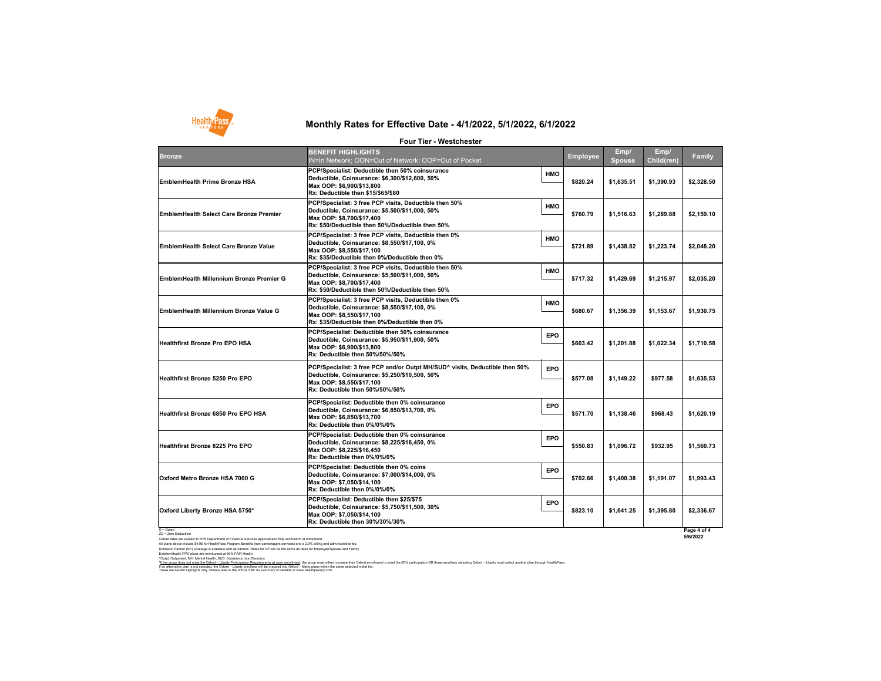# Monthly Rates for Effective Date - 4/1/2022, 5/1/2022, 6/1/2022

## Four Tier - Westchester

| Bronze | BENEFIT HIGHLIGHTS<br>IN=In Network; OON=Out of Network; OOP=Out of Pocket | | Employee | Emp/ Spouse | Emp/ Child(ren) | Family |
|---|---|---|---|---|---|---|
| EmblemHealth Prime Bronze HSA | PCP/Specialist: Deductible then 50% coinsurance<br>Deductible, Coinsurance: $6,300/$12,600, 50%<br>Max OOP: $6,900/$13,800<br>Rx: Deductible then $15/$65/$80 | HMO | $820.24 | $1,635.51 | $1,390.93 | $2,328.50 |
| EmblemHealth Select Care Bronze Premier | PCP/Specialist: 3 free PCP visits, Deductible then 50%<br>Deductible, Coinsurance: $5,500/$11,000, 50%<br>Max OOP: $8,700/$17,400<br>Rx: $50/Deductible then 50%/Deductible then 50% | HMO | $760.79 | $1,516.63 | $1,289.88 | $2,159.10 |
| EmblemHealth Select Care Bronze Value | PCP/Specialist: 3 free PCP visits, Deductible then 0%<br>Deductible, Coinsurance: $8,550/$17,100, 0%<br>Max OOP: $8,550/$17,100<br>Rx: $35/Deductible then 0%/Deductible then 0% | HMO | $721.89 | $1,438.82 | $1,223.74 | $2,048.20 |
| EmblemHealth Millennium Bronze Premier G | PCP/Specialist: 3 free PCP visits, Deductible then 50%<br>Deductible, Coinsurance: $5,500/$11,000, 50%<br>Max OOP: $8,700/$17,400<br>Rx: $50/Deductible then 50%/Deductible then 50% | HMO | $717.32 | $1,429.69 | $1,215.97 | $2,035.20 |
| EmblemHealth Millennium Bronze Value G | PCP/Specialist: 3 free PCP visits, Deductible then 0%<br>Deductible, Coinsurance: $8,550/$17,100, 0%<br>Max OOP: $8,550/$17,100<br>Rx: $35/Deductible then 0%/Deductible then 0% | HMO | $680.67 | $1,356.39 | $1,153.67 | $1,930.75 |
| Healthfirst Bronze Pro EPO HSA | PCP/Specialist: Deductible then 50% coinsurance<br>Deductible, Coinsurance: $5,950/$11,900, 50%<br>Max OOP: $6,900/$13,800<br>Rx: Deductible then 50%/50%/50% | EPO | $603.42 | $1,201.88 | $1,022.34 | $1,710.58 |
| Healthfirst Bronze 5250 Pro EPO | PCP/Specialist: 3 free PCP and/or Outpt MH/SUD^ visits, Deductible then 50%<br>Deductible, Coinsurance: $5,250/$10,500, 50%<br>Max OOP: $8,550/$17,100<br>Rx: Deductible then 50%/50%/50% | EPO | $577.08 | $1,149.22 | $977.58 | $1,635.53 |
| Healthfirst Bronze 6850 Pro EPO HSA | PCP/Specialist: Deductible then 0% coinsurance<br>Deductible, Coinsurance: $6,850/$13,700, 0%<br>Max OOP: $6,850/$13,700<br>Rx: Deductible then 0%/0%/0% | EPO | $571.70 | $1,138.46 | $968.43 | $1,620.19 |
| Healthfirst Bronze 8225 Pro EPO | PCP/Specialist: Deductible then 0% coinsurance<br>Deductible, Coinsurance: $8,225/$16,450, 0%<br>Max OOP: $8,225/$16,450<br>Rx: Deductible then 0%/0%/0% | EPO | $550.83 | $1,096.72 | $932.95 | $1,560.73 |
| Oxford Metro Bronze HSA 7000 G | PCP/Specialist: Deductible then 0% coins<br>Deductible, Coinsurance: $7,000/$14,000, 0%<br>Max OOP: $7,050/$14,100<br>Rx: Deductible then 0%/0%/0% | EPO | $702.66 | $1,400.38 | $1,191.07 | $1,993.43 |
| Oxford Liberty Bronze HSA 5750* | PCP/Specialist: Deductible then $25/$75<br>Deductible, Coinsurance: $5,750/$11,500, 30%<br>Max OOP: $7,050/$14,100<br>Rx: Deductible then 30%/30%/30% | EPO | $823.10 | $1,641.25 | $1,395.80 | $2,336.67 |

G = Gated
ZD = Zero Deductible
Carrier rates are subject to NYS Department of Financial Services approval and final verification at enrollment.
All plans above include $4.95 for HealthPass Program Benefits (non-carrier/agent services) and a 2.9% billing and administrative fee.
Domestic Partner (DP) coverage is available with all carriers. Rates for DP will be the same as rates for Employee/Spouse and Family.
EmblemHealth PPO plans are reimbursed at 80% FAIR Health.
^Outpt: Outpatient, MH: Mental Health, SUD: Substance Use Disorders
*If the group does not meet the Oxford – Liberty Participation Requirements at open enrollment the group must either increase their Oxford enrollment to meet the 60% participation OR those enrollees selecting Oxford – Liberty must select another plan through HealthPass.
If an alternative plan is not selected, the Oxford – Liberty enrollees will be mapped into Oxford – Metro plans within the same selected metal tier.
These are benefit highlights only. Please refer to the official SBC for summary of benefits at www.healthpassny.com.

5/6/2022